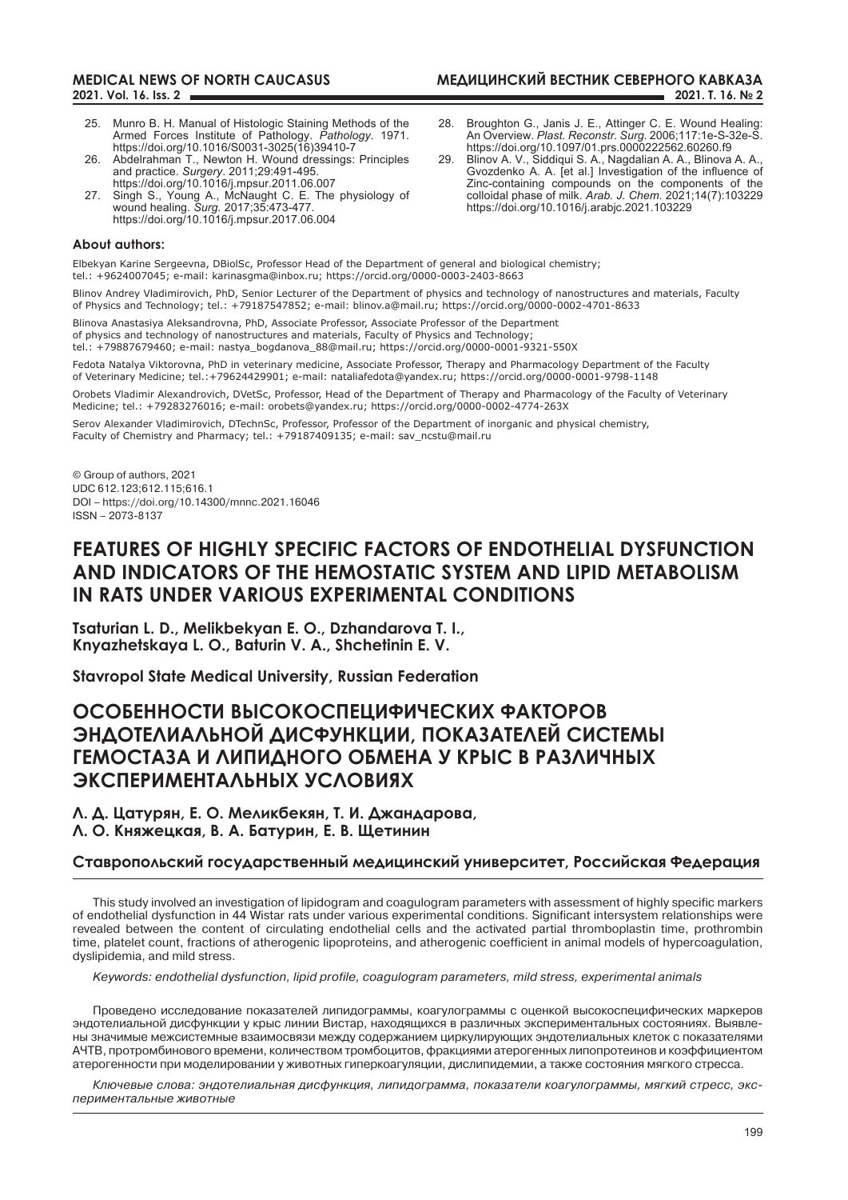25. Munro B. H. Manual of Histologic Staining Methods of the Armed Forces Institute of Pathology. *Pathology.* 1971. https://doi.org/10.1016/S0031-3025(16)39410-7
26. Abdelrahman T., Newton H. Wound dressings: Principles and practice. *Surgery.* 2011;29:491-495. https://doi.org/10.1016/j.mpsur.2011.06.007
27. Singh S., Young A., McNaught C. E. The physiology of wound healing. *Surg.* 2017;35:473-477. https://doi.org/10.1016/j.mpsur.2017.06.004
28. Broughton G., Janis J. E., Attinger C. E. Wound Healing: An Overview. *Plast. Reconstr. Surg.* 2006;117:1e-S-32e-S. https://doi.org/10.1097/01.prs.0000222562.60260.f9
29. Blinov A. V., Siddiqui S. A., Nagdalian A. A., Blinova A. A., Gvozdenko A. A. [et al.] Investigation of the influence of Zinc-containing compounds on the components of the colloidal phase of milk. *Arab. J. Chem.* 2021;14(7):103229 https://doi.org/10.1016/j.arabjc.2021.103229

**About authors:**

Elbekyan Karine Sergeevna, DBiolSc, Professor Head of the Department of general and biological chemistry; tel.: +9624007045; e-mail: karinasgma@inbox.ru; https://orcid.org/0000-0003-2403-8663

Blinov Andrey Vladimirovich, PhD, Senior Lecturer of the Department of physics and technology of nanostructures and materials, Faculty of Physics and Technology; tel.: +79187547852; e-mail: blinov.a@mail.ru; https://orcid.org/0000-0002-4701-8633

Blinova Anastasiya Aleksandrovna, PhD, Associate Professor, Associate Professor of the Department of physics and technology of nanostructures and materials, Faculty of Physics and Technology; tel.: +79887679460; e-mail: nastya_bogdanova_88@mail.ru; https://orcid.org/0000-0001-9321-550X

Fedota Natalya Viktorovna, PhD in veterinary medicine, Associate Professor, Therapy and Pharmacology Department of the Faculty of Veterinary Medicine; tel.:+79624429901; e-mail: nataliafedota@yandex.ru; https://orcid.org/0000-0001-9798-1148

Orobets Vladimir Alexandrovich, DVetSc, Professor, Head of the Department of Therapy and Pharmacology of the Faculty of Veterinary Medicine; tel.: +79283276016; e-mail: orobets@yandex.ru; https://orcid.org/0000-0002-4774-263X

Serov Alexander Vladimirovich, DTechnSc, Professor, Professor of the Department of inorganic and physical chemistry, Faculty of Chemistry and Pharmacy; tel.: +79187409135; e-mail: sav_ncstu@mail.ru

© Group of authors, 2021
UDC 612.123;612.115;616.1
DOI – https://doi.org/10.14300/mnnc.2021.16046
ISSN – 2073-8137

# FEATURES OF HIGHLY SPECIFIC FACTORS OF ENDOTHELIAL DYSFUNCTION AND INDICATORS OF THE HEMOSTATIC SYSTEM AND LIPID METABOLISM IN RATS UNDER VARIOUS EXPERIMENTAL CONDITIONS

**Tsaturian L. D., Melikbekyan E. O., Dzhandarova T. I., Knyazhetskaya L. O., Baturin V. A., Shchetinin E. V.**

**Stavropol State Medical University, Russian Federation**

# ОСОБЕННОСТИ ВЫСОКОСПЕЦИФИЧЕСКИХ ФАКТОРОВ ЭНДОТЕЛИАЛЬНОЙ ДИСФУНКЦИИ, ПОКАЗАТЕЛЕЙ СИСТЕМЫ ГЕМОСТАЗА И ЛИПИДНОГО ОБМЕНА У КРЫС В РАЗЛИЧНЫХ ЭКСПЕРИМЕНТАЛЬНЫХ УСЛОВИЯХ

**Л. Д. Цатурян, Е. О. Меликбекян, Т. И. Джандарова, Л. О. Княжецкая, В. А. Батурин, Е. В. Щетинин**

**Ставропольский государственный медицинский университет, Российская Федерация**

This study involved an investigation of lipidogram and coagulogram parameters with assessment of highly specific markers of endothelial dysfunction in 44 Wistar rats under various experimental conditions. Significant intersystem relationships were revealed between the content of circulating endothelial cells and the activated partial thromboplastin time, prothrombin time, platelet count, fractions of atherogenic lipoproteins, and atherogenic coefficient in animal models of hypercoagulation, dyslipidemia, and mild stress.

*Keywords: endothelial dysfunction, lipid profile, coagulogram parameters, mild stress, experimental animals*

Проведено исследование показателей липидограммы, коагулограммы с оценкой высокоспецифических маркеров эндотелиальной дисфункции у крыс линии Вистар, находящихся в различных экспериментальных состояниях. Выявлены значимые межсистемные взаимосвязи между содержанием циркулирующих эндотелиальных клеток с показателями АЧТВ, протромбинового времени, количеством тромбоцитов, фракциями атерогенных липопротеинов и коэффициентом атерогенности при моделировании у животных гиперкоагуляции, дислипидемии, а также состояния мягкого стресса.

*Ключевые слова: эндотелиальная дисфункция, липидограмма, показатели коагулограммы, мягкий стресс, экспериментальные животные*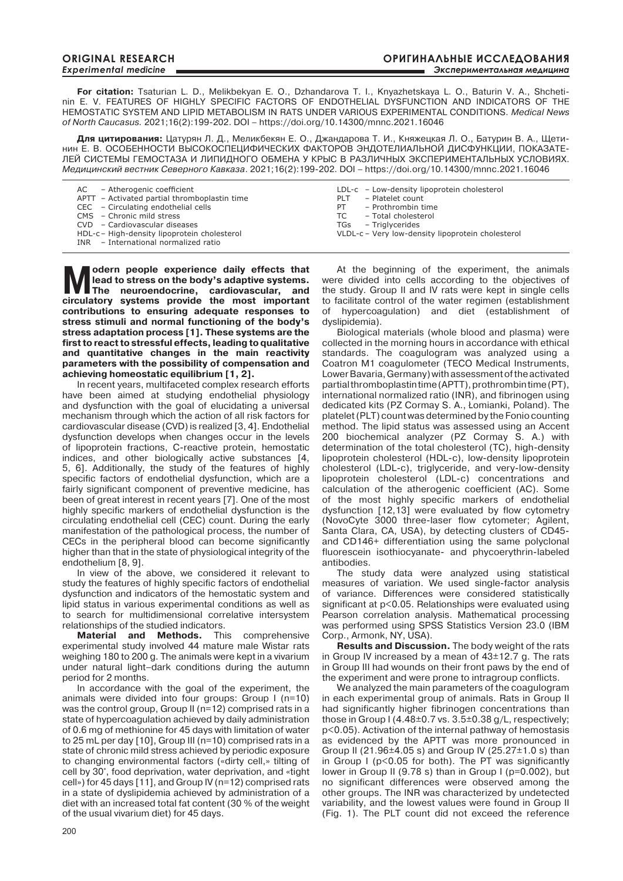**For citation:** Tsaturian L. D., Melikbekyan E. O., Dzhandarova T. I., Knyazhetskaya L. O., Baturin V. A., Shchetinin E. V. FEATURES OF HIGHLY SPECIFIC FACTORS OF ENDOTHELIAL DYSFUNCTION AND INDICATORS OF THE HEMOSTATIC SYSTEM AND LIPID METABOLISM IN RATS UNDER VARIOUS EXPERIMENTAL CONDITIONS. *Medical News of North Caucasus.* 2021;16(2):199-202. DOI – https://doi.org/10.14300/mnnc.2021.16046

**Для цитирования:** Цатурян Л. Д., Меликбекян Е. О., Джандарова Т. И., Княжецкая Л. О., Батурин В. А., Щетинин Е. В. ОСОБЕННОСТИ ВЫСОКОСПЕЦИФИЧЕСКИХ ФАКТОРОВ ЭНДОТЕЛИАЛЬНОЙ ДИСФУНКЦИИ, ПОКАЗАТЕЛЕЙ СИСТЕМЫ ГЕМОСТАЗА И ЛИПИДНОГО ОБМЕНА У КРЫС В РАЗЛИЧНЫХ ЭКСПЕРИМЕНТАЛЬНЫХ УСЛОВИЯХ. *Медицинский вестник Северного Кавказа*. 2021;16(2):199-202. DOI – https://doi.org/10.14300/mnnc.2021.16046

AC – Atherogenic coefficient
APTT – Activated partial thromboplastin time
CEC – Circulating endothelial cells
CMS – Chronic mild stress
CVD – Cardiovascular diseases
HDL-c – High-density lipoprotein cholesterol
INR – International normalized ratio
LDL-c – Low-density lipoprotein cholesterol
PLT – Platelet count
PT – Prothrombin time
TC – Total cholesterol
TGs – Triglycerides
VLDL-c – Very low-density lipoprotein cholesterol

**Modern people experience daily effects that lead to stress on the body's adaptive systems. The neuroendocrine, cardiovascular, and circulatory systems provide the most important contributions to ensuring adequate responses to stress stimuli and normal functioning of the body's stress adaptation process [1]. These systems are the first to react to stressful effects, leading to qualitative and quantitative changes in the main reactivity parameters with the possibility of compensation and achieving homeostatic equilibrium [1, 2].**

In recent years, multifaceted complex research efforts have been aimed at studying endothelial physiology and dysfunction with the goal of elucidating a universal mechanism through which the action of all risk factors for cardiovascular disease (CVD) is realized [3, 4]. Endothelial dysfunction develops when changes occur in the levels of lipoprotein fractions, C-reactive protein, hemostatic indices, and other biologically active substances [4, 5, 6]. Additionally, the study of the features of highly specific factors of endothelial dysfunction, which are a fairly significant component of preventive medicine, has been of great interest in recent years [7]. One of the most highly specific markers of endothelial dysfunction is the circulating endothelial cell (CEC) count. During the early manifestation of the pathological process, the number of CECs in the peripheral blood can become significantly higher than that in the state of physiological integrity of the endothelium [8, 9].

In view of the above, we considered it relevant to study the features of highly specific factors of endothelial dysfunction and indicators of the hemostatic system and lipid status in various experimental conditions as well as to search for multidimensional correlative intersystem relationships of the studied indicators.

**Material and Methods.** This comprehensive experimental study involved 44 mature male Wistar rats weighing 180 to 200 g. The animals were kept in a vivarium under natural light–dark conditions during the autumn period for 2 months.

In accordance with the goal of the experiment, the animals were divided into four groups: Group I (n=10) was the control group, Group II (n=12) comprised rats in a state of hypercoagulation achieved by daily administration of 0.6 mg of methionine for 45 days with limitation of water to 25 mL per day [10], Group III (n=10) comprised rats in a state of chronic mild stress achieved by periodic exposure to changing environmental factors («dirty cell,» tilting of cell by 30˚, food deprivation, water deprivation, and «tight cell») for 45 days [11], and Group IV (n=12) comprised rats in a state of dyslipidemia achieved by administration of a diet with an increased total fat content (30 % of the weight of the usual vivarium diet) for 45 days.

At the beginning of the experiment, the animals were divided into cells according to the objectives of the study. Group II and IV rats were kept in single cells to facilitate control of the water regimen (establishment of hypercoagulation) and diet (establishment of dyslipidemia).

Biological materials (whole blood and plasma) were collected in the morning hours in accordance with ethical standards. The coagulogram was analyzed using a Coatron M1 coagulometer (TECO Medical Instruments, Lower Bavaria, Germany) with assessment of the activated partial thromboplastin time (APTT), prothrombin time (PT), international normalized ratio (INR), and fibrinogen using dedicated kits (PZ Cormay S. A., Łomianki, Poland). The platelet (PLT) count was determined by the Fonio counting method. The lipid status was assessed using an Accent 200 biochemical analyzer (PZ Cormay S. A.) with determination of the total cholesterol (TC), high-density lipoprotein cholesterol (HDL-c), low-density lipoprotein cholesterol (LDL-c), triglyceride, and very-low-density lipoprotein cholesterol (LDL-c) concentrations and calculation of the atherogenic coefficient (AC). Some of the most highly specific markers of endothelial dysfunction [12,13] were evaluated by flow cytometry (NovoCyte 3000 three-laser flow cytometer; Agilent, Santa Clara, CA, USA), by detecting clusters of CD45- and CD146+ differentiation using the same polyclonal fluorescein isothiocyanate- and phycoerythrin-labeled antibodies.

The study data were analyzed using statistical measures of variation. We used single-factor analysis of variance. Differences were considered statistically significant at $p<0.05$. Relationships were evaluated using Pearson correlation analysis. Mathematical processing was performed using SPSS Statistics Version 23.0 (IBM Corp., Armonk, NY, USA).

**Results and Discussion.** The body weight of the rats in Group IV increased by a mean of 43±12.7 g. The rats in Group III had wounds on their front paws by the end of the experiment and were prone to intragroup conflicts.

We analyzed the main parameters of the coagulogram in each experimental group of animals. Rats in Group II had significantly higher fibrinogen concentrations than those in Group I (4.48±0.7 vs. 3.5±0.38 g/L, respectively; $p<0.05$). Activation of the internal pathway of hemostasis as evidenced by the APTT was more pronounced in Group II (21.96±4.05 s) and Group IV (25.27±1.0 s) than in Group I ($p<0.05$ for both). The PT was significantly lower in Group II (9.78 s) than in Group I ($p=0.002$), but no significant differences were observed among the other groups. The INR was characterized by undetected variability, and the lowest values were found in Group II (Fig. 1). The PLT count did not exceed the reference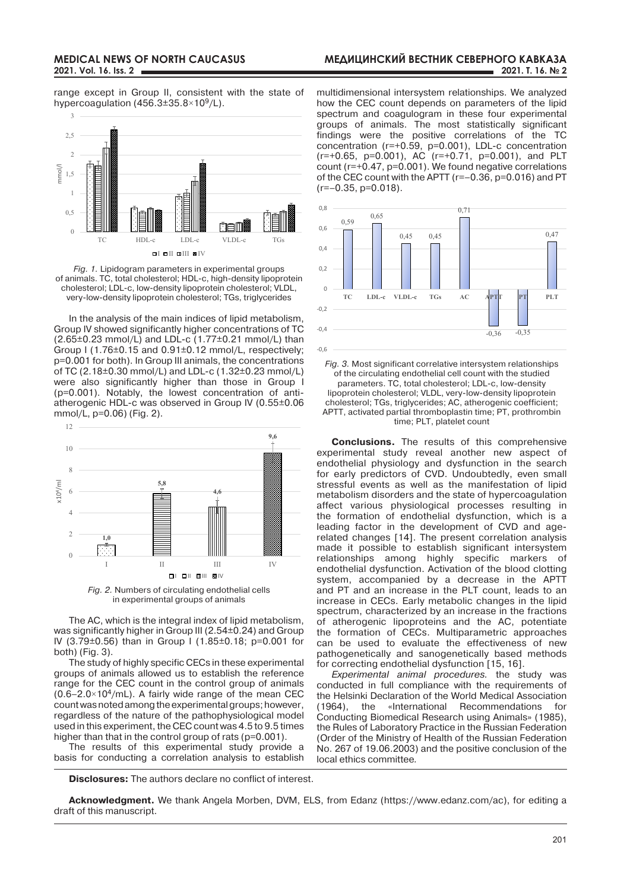range except in Group II, consistent with the state of hypercoagulation (456.3±35.8×$10^9$/L).

*Fig. 1.* Lipidogram parameters in experimental groups of animals. TC, total cholesterol; HDL-c, high-density lipoprotein cholesterol; LDL-c, low-density lipoprotein cholesterol; VLDL, very-low-density lipoprotein cholesterol; TGs, triglycerides

In the analysis of the main indices of lipid metabolism, Group IV showed significantly higher concentrations of TC (2.65±0.23 mmol/L) and LDL-c (1.77±0.21 mmol/L) than Group I (1.76±0.15 and 0.91±0.12 mmol/L, respectively; p=0.001 for both). In Group III animals, the concentrations of TC (2.18±0.30 mmol/L) and LDL-c (1.32±0.23 mmol/L) were also significantly higher than those in Group I (p=0.001). Notably, the lowest concentration of anti-atherogenic HDL-c was observed in Group IV (0.55±0.06 mmol/L, p=0.06) (Fig. 2).

*Fig. 2.* Numbers of circulating endothelial cells in experimental groups of animals

The AC, which is the integral index of lipid metabolism, was significantly higher in Group III (2.54±0.24) and Group IV (3.79±0.56) than in Group I (1.85±0.18; p=0.001 for both) (Fig. 3).

The study of highly specific CECs in these experimental groups of animals allowed us to establish the reference range for the CEC count in the control group of animals (0.6–2.0×$10^4$/mL). A fairly wide range of the mean CEC count was noted among the experimental groups; however, regardless of the nature of the pathophysiological model used in this experiment, the CEC count was 4.5 to 9.5 times higher than that in the control group of rats (p=0.001).

The results of this experimental study provide a basis for conducting a correlation analysis to establish multidimensional intersystem relationships. We analyzed how the CEC count depends on parameters of the lipid spectrum and coagulogram in these four experimental groups of animals. The most statistically significant findings were the positive correlations of the TC concentration (r=+0.59, p=0.001), LDL-c concentration (r=+0.65, p=0.001), AC (r=+0.71, p=0.001), and PLT count (r=+0.47, p=0.001). We found negative correlations of the CEC count with the APTT (r=–0.36, p=0.016) and PT (r=–0.35, p=0.018).

*Fig. 3.* Most significant correlative intersystem relationships of the circulating endothelial cell count with the studied parameters. TC, total cholesterol; LDL-c, low-density lipoprotein cholesterol; VLDL, very-low-density lipoprotein cholesterol; TGs, triglycerides; AC, atherogenic coefficient; APTT, activated partial thromboplastin time; PT, prothrombin time; PLT, platelet count

**Conclusions.** The results of this comprehensive experimental study reveal another new aspect of endothelial physiology and dysfunction in the search for early predictors of CVD. Undoubtedly, even small stressful events as well as the manifestation of lipid metabolism disorders and the state of hypercoagulation affect various physiological processes resulting in the formation of endothelial dysfunction, which is a leading factor in the development of CVD and age-related changes [14]. The present correlation analysis made it possible to establish significant intersystem relationships among highly specific markers of endothelial dysfunction. Activation of the blood clotting system, accompanied by a decrease in the APTT and PT and an increase in the PLT count, leads to an increase in CECs. Early metabolic changes in the lipid spectrum, characterized by an increase in the fractions of atherogenic lipoproteins and the AC, potentiate the formation of CECs. Multiparametric approaches can be used to evaluate the effectiveness of new pathogenetically and sanogenetically based methods for correcting endothelial dysfunction [15, 16].

*Experimental animal procedures.* the study was conducted in full compliance with the requirements of the Helsinki Declaration of the World Medical Association (1964), the «International Recommendations for Conducting Biomedical Research using Animals» (1985), the Rules of Laboratory Practice in the Russian Federation (Order of the Ministry of Health of the Russian Federation No. 267 of 19.06.2003) and the positive conclusion of the local ethics committee.

**Disclosures:** The authors declare no conflict of interest.

**Acknowledgment.** We thank Angela Morben, DVM, ELS, from Edanz (https://www.edanz.com/ac), for editing a draft of this manuscript.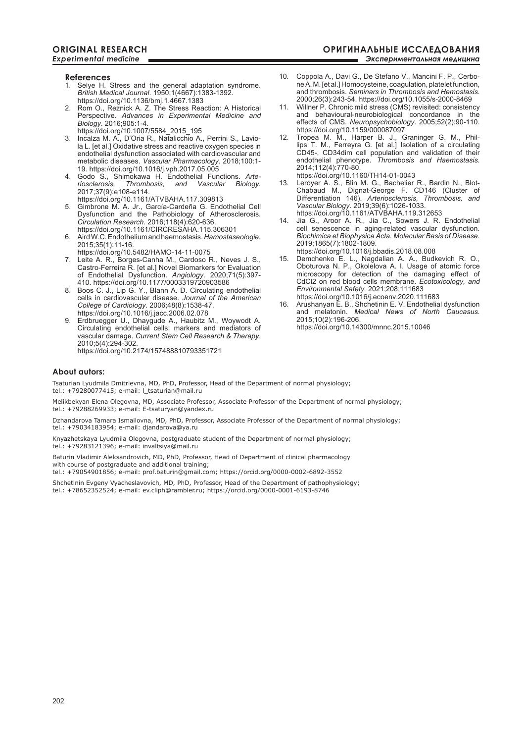## References

1. Selye H. Stress and the general adaptation syndrome. *British Medical Journal*. 1950;1(4667):1383-1392. https://doi.org/10.1136/bmj.1.4667.1383
2. Rom O., Reznick A. Z. The Stress Reaction: A Historical Perspective. *Advances in Experimental Medicine and Biology*. 2016;905:1-4. https://doi.org/10.1007/5584_2015_195
3. Incalza M. A., D'Oria R., Natalicchio A., Perrini S., Laviola L. [et al.] Oxidative stress and reactive oxygen species in endothelial dysfunction associated with cardiovascular and metabolic diseases. *Vascular Pharmacology*. 2018;100:1-19. https://doi.org/10.1016/j.vph.2017.05.005
4. Godo S., Shimokawa H. Endothelial Functions. *Arteriosclerosis, Thrombosis, and Vascular Biology*. 2017;37(9):e108-e114. https://doi.org/10.1161/ATVBAHA.117.309813
5. Gimbrone M. A. Jr., García-Cardeña G. Endothelial Cell Dysfunction and the Pathobiology of Atherosclerosis. *Circulation Research*. 2016;118(4):620-636. https://doi.org/10.1161/CIRCRESAHA.115.306301
6. Aird W.C. Endothelium and haemostasis. *Hamostaseologie*. 2015;35(1):11-16. https://doi.org/10.5482/HAMO-14-11-0075
7. Leite A. R., Borges-Canha M., Cardoso R., Neves J. S., Castro-Ferreira R. [et al.] Novel Biomarkers for Evaluation of Endothelial Dysfunction. *Angiology*. 2020;71(5):397-410. https://doi.org/10.1177/0003319720903586
8. Boos C. J., Lip G. Y., Blann A. D. Circulating endothelial cells in cardiovascular disease. *Journal of the American College of Cardiology*. 2006;48(8):1538-47. https://doi.org/10.1016/j.jacc.2006.02.078
9. Erdbruegger U., Dhaygude A., Haubitz M., Woywodt A. Circulating endothelial cells: markers and mediators of vascular damage. *Current Stem Cell Research & Therapy*. 2010;5(4):294-302. https://doi.org/10.2174/157488810793351721
10. Coppola A., Davi G., De Stefano V., Mancini F. P., Cerbone A. M. [et al.] Homocysteine, coagulation, platelet function, and thrombosis. *Seminars in Thrombosis and Hemostasis*. 2000;26(3):243-54. https://doi.org/10.1055/s-2000-8469
11. Willner P. Chronic mild stress (CMS) revisited: consistency and behavioural-neurobiological concordance in the effects of CMS. *Neuropsychobiology*. 2005;52(2):90-110. https://doi.org/10.1159/000087097
12. Tropea M. M., Harper B. J., Graninger G. M., Phillips T. M., Ferreyra G. [et al.] Isolation of a circulating CD45-, CD34dim cell population and validation of their endothelial phenotype. *Thrombosis and Haemostasis*. 2014;112(4):770-80. https://doi.org/10.1160/TH14-01-0043
13. Leroyer A. S., Blin M. G., Bachelier R., Bardin N., Blot-Chabaud M., Dignat-George F. CD146 (Cluster of Differentiation 146). *Arteriosclerosis, Thrombosis, and Vascular Biology*. 2019;39(6):1026-1033. https://doi.org/10.1161/ATVBAHA.119.312653
14. Jia G., Aroor A. R., Jia C., Sowers J. R. Endothelial cell senescence in aging-related vascular dysfunction. *Biochimica et Biophysica Acta. Molecular Basis of Disease*. 2019;1865(7):1802-1809. https://doi.org/10.1016/j.bbadis.2018.08.008
15. Demchenko E. L., Nagdalian A. A., Budkevich R. O., Oboturova N. P., Okolelova A. I. Usage of atomic force microscopy for detection of the damaging effect of $CdCl_2$ on red blood cells membrane. *Ecotoxicology, and Environmental Safety*. 2021;208:111683 https://doi.org/10.1016/j.ecoenv.2020.111683
16. Arushanyan E. B., Shchetinin E. V. Endothelial dysfunction and melatonin. *Medical News of North Caucasus*. 2015;10(2):196-206. https://doi.org/10.14300/mnnc.2015.10046

## About autors:

Tsaturian Lyudmila Dmitrievna, MD, PhD, Professor, Head of the Department of normal physiology;
tel.: +79280077415; e-mail: l_tsaturian@mail.ru

Melikbekyan Elena Olegovna, MD, Associate Professor, Associate Professor of the Department of normal physiology;
tel.: +79288269933; e-mail: E-tsaturyan@yandex.ru

Dzhandarova Tamara Ismailovna, MD, PhD, Professor, Associate Professor of the Department of normal physiology;
tel.: +79034183954; e-mail: djandarova@ya.ru

Knyazhetskaya Lyudmila Olegovna, postgraduate student of the Department of normal physiology;
tel.: +79283121396; e-mail: invaltsiya@mail.ru

Baturin Vladimir Aleksandrovich, MD, PhD, Professor, Head of Department of clinical pharmacology with course of postgraduate and additional training;
tel.: +79054901856; e-mail: prof.baturin@gmail.com; https://orcid.org/0000-0002-6892-3552

Shchetinin Evgeny Vyacheslavovich, MD, PhD, Professor, Head of the Department of pathophysiology;
tel.: +78652352524; e-mail: ev.cliph@rambler.ru; https://orcid.org/0000-0001-6193-8746